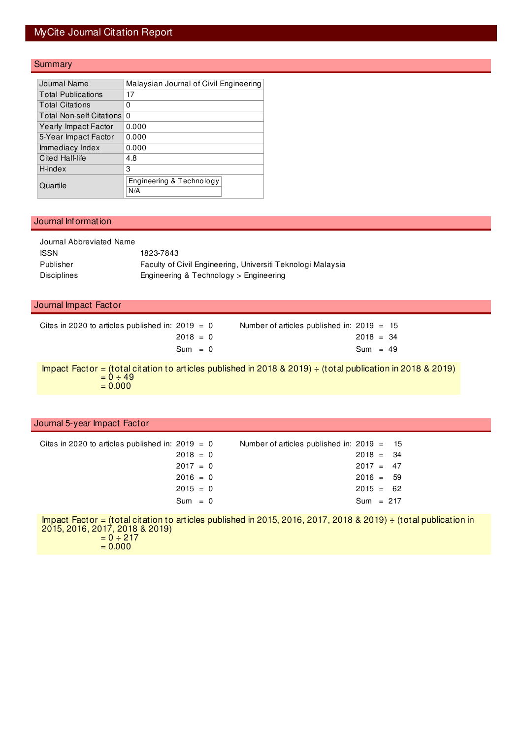# MyCite Journal Citation Report

## Summary

| | |
|---|---|
| Journal Name | Malaysian Journal of Civil Engineering |
| Total Publications | 17 |
| Total Citations | 0 |
| Total Non-self Citations | 0 |
| Yearly Impact Factor | 0.000 |
| 5-Year Impact Factor | 0.000 |
| Immediacy Index | 0.000 |
| Cited Half-life | 4.8 |
| H-index | 3 |
| Quartile | Engineering & Technology: N/A |

## Journal Information

| | |
|---|---|
| Journal Abbreviated Name | |
| ISSN | 1823-7843 |
| Publisher | Faculty of Civil Engineering, Universiti Teknologi Malaysia |
| Disciplines | Engineering & Technology > Engineering |

## Journal Impact Factor

| Cites in 2020 to articles published in: | | Number of articles published in: | |
|---|---|---|---|
| 2019 | 0 | 2019 | 15 |
| 2018 | 0 | 2018 | 34 |
| Sum | 0 | Sum | 49 |

Impact Factor = (total citation to articles published in 2018 & 2019) ÷ (total publication in 2018 & 2019)
= 0 ÷ 49
= 0.000

## Journal 5-year Impact Factor

| Cites in 2020 to articles published in: | | Number of articles published in: | |
|---|---|---|---|
| 2019 | 0 | 2019 | 15 |
| 2018 | 0 | 2018 | 34 |
| 2017 | 0 | 2017 | 47 |
| 2016 | 0 | 2016 | 59 |
| 2015 | 0 | 2015 | 62 |
| Sum | 0 | Sum | 217 |

Impact Factor = (total citation to articles published in 2015, 2016, 2017, 2018 & 2019) ÷ (total publication in 2015, 2016, 2017, 2018 & 2019)
= 0 ÷ 217
= 0.000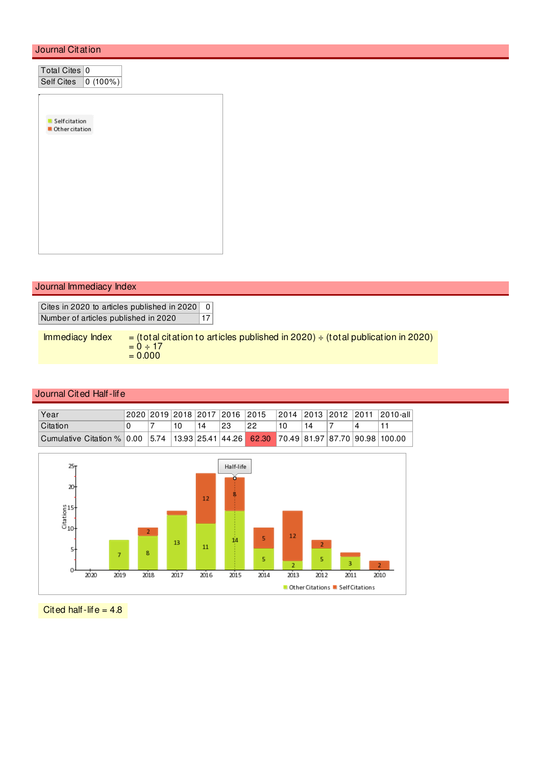## Journal Citation

| Total Cites | 0 |
|---|---|
| Self Cites | 0 (100%) |

## Journal Immediacy Index

| Cites in 2020 to articles published in 2020 | 0 |
|---|---|
| Number of articles published in 2020 | 17 |

Immediacy Index = (total citation to articles published in 2020) ÷ (total publication in 2020)
= 0 ÷ 17
= 0.000

## Journal Cited Half-life

| Year | 2020 | 2019 | 2018 | 2017 | 2016 | 2015 | 2014 | 2013 | 2012 | 2011 | 2010-all |
|---|---|---|---|---|---|---|---|---|---|---|---|
| Citation | 0 | 7 | 10 | 14 | 23 | 22 | 10 | 14 | 7 | 4 | 11 |
| Cumulative Citation % | 0.00 | 5.74 | 13.93 | 25.41 | 44.26 | 62.30 | 70.49 | 81.97 | 87.70 | 90.98 | 100.00 |

Cited half-life = 4.8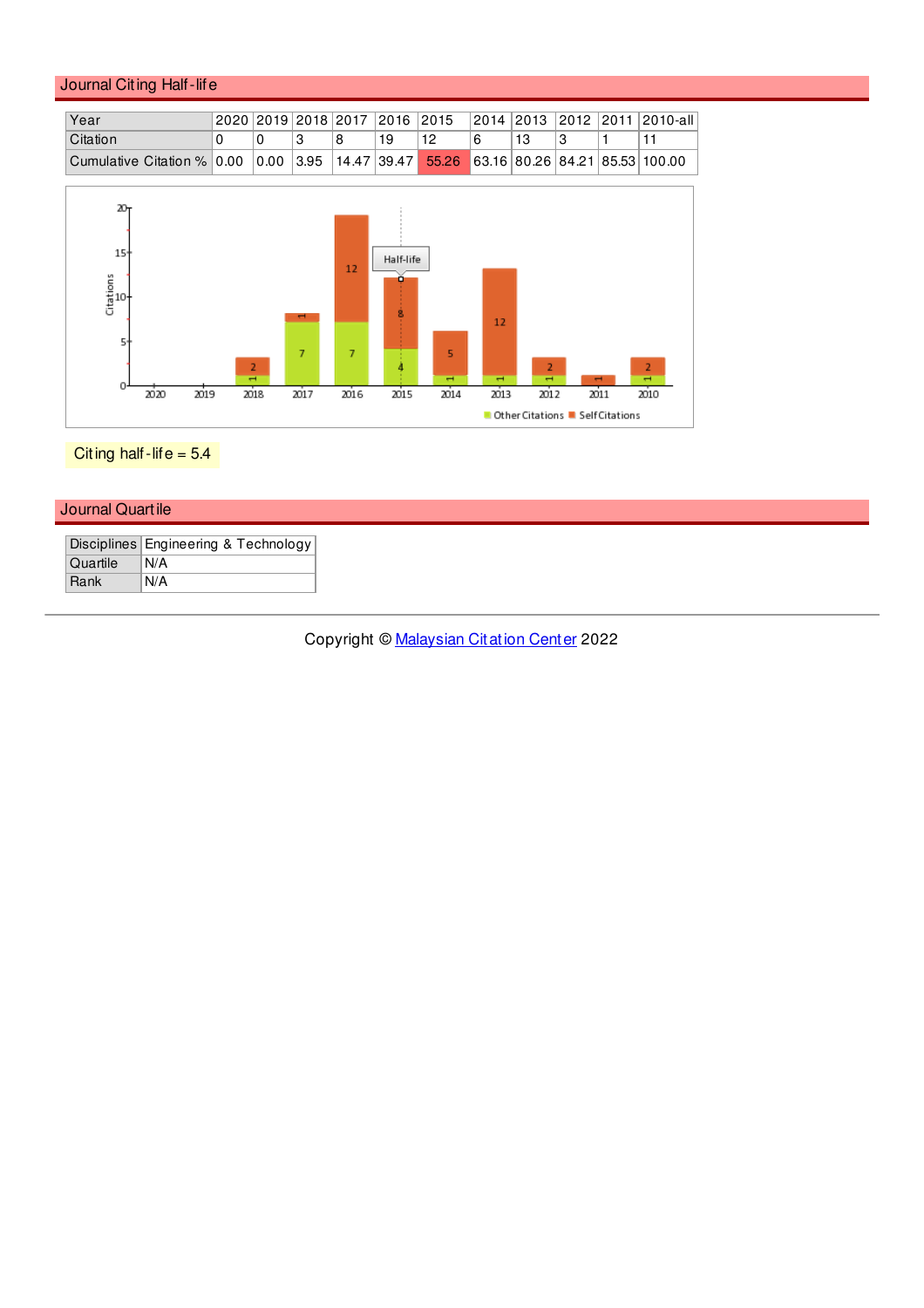## Journal Citing Half-life

| Year | 2020 | 2019 | 2018 | 2017 | 2016 | 2015 | 2014 | 2013 | 2012 | 2011 | 2010-all |
|---|---|---|---|---|---|---|---|---|---|---|---|
| Citation | 0 | 0 | 3 | 8 | 19 | 12 | 6 | 13 | 3 | 1 | 11 |
| Cumulative Citation % | 0.00 | 0.00 | 3.95 | 14.47 | 39.47 | 55.26 | 63.16 | 80.26 | 84.21 | 85.53 | 100.00 |

Citations

20
15
10
5
0

Half-life

12
1
7
7
12
8
4
5
1
12
1
2
1
2
1
1
2
1

2020 2019 2018 2017 2016 2015 2014 2013 2012 2011 2010

Other Citations Self Citations

Citing half-life = 5.4

## Journal Quartile

| | |
|---|---|
| Disciplines | Engineering & Technology |
| Quartile | N/A |
| Rank | N/A |

Copyright © Malaysian Citation Center 2022